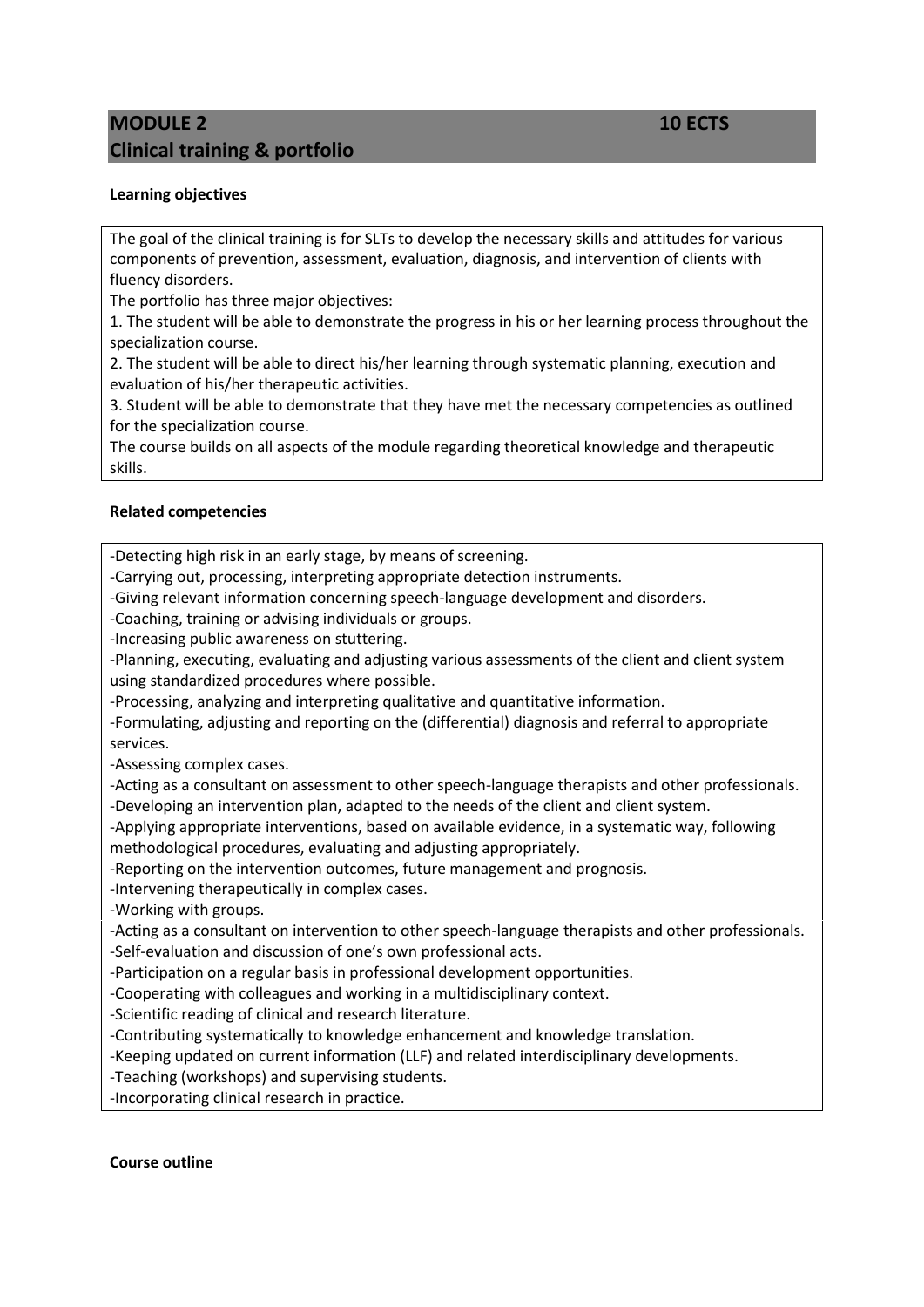## MODULE 2 — 10 ECTS
## Clinical training & portfolio

**Learning objectives**

The goal of the clinical training is for SLTs to develop the necessary skills and attitudes for various components of prevention, assessment, evaluation, diagnosis, and intervention of clients with fluency disorders.

The portfolio has three major objectives:

1. The student will be able to demonstrate the progress in his or her learning process throughout the specialization course.
2. The student will be able to direct his/her learning through systematic planning, execution and evaluation of his/her therapeutic activities.
3. Student will be able to demonstrate that they have met the necessary competencies as outlined for the specialization course.

The course builds on all aspects of the module regarding theoretical knowledge and therapeutic skills.

**Related competencies**

- Detecting high risk in an early stage, by means of screening.
- Carrying out, processing, interpreting appropriate detection instruments.
- Giving relevant information concerning speech-language development and disorders.
- Coaching, training or advising individuals or groups.
- Increasing public awareness on stuttering.
- Planning, executing, evaluating and adjusting various assessments of the client and client system using standardized procedures where possible.
- Processing, analyzing and interpreting qualitative and quantitative information.
- Formulating, adjusting and reporting on the (differential) diagnosis and referral to appropriate services.
- Assessing complex cases.
- Acting as a consultant on assessment to other speech-language therapists and other professionals.
- Developing an intervention plan, adapted to the needs of the client and client system.
- Applying appropriate interventions, based on available evidence, in a systematic way, following methodological procedures, evaluating and adjusting appropriately.
- Reporting on the intervention outcomes, future management and prognosis.
- Intervening therapeutically in complex cases.
- Working with groups.
- Acting as a consultant on intervention to other speech-language therapists and other professionals.
- Self-evaluation and discussion of one's own professional acts.
- Participation on a regular basis in professional development opportunities.
- Cooperating with colleagues and working in a multidisciplinary context.
- Scientific reading of clinical and research literature.
- Contributing systematically to knowledge enhancement and knowledge translation.
- Keeping updated on current information (LLF) and related interdisciplinary developments.
- Teaching (workshops) and supervising students.
- Incorporating clinical research in practice.

**Course outline**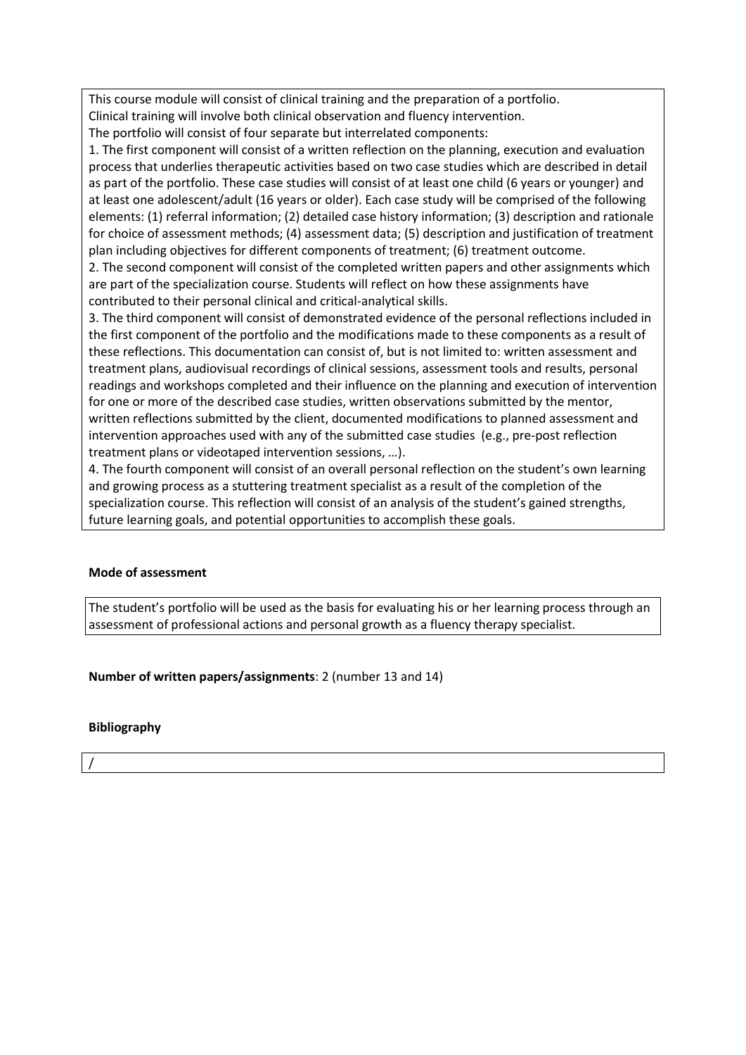This course module will consist of clinical training and the preparation of a portfolio.
Clinical training will involve both clinical observation and fluency intervention.
The portfolio will consist of four separate but interrelated components:

1. The first component will consist of a written reflection on the planning, execution and evaluation process that underlies therapeutic activities based on two case studies which are described in detail as part of the portfolio. These case studies will consist of at least one child (6 years or younger) and at least one adolescent/adult (16 years or older). Each case study will be comprised of the following elements: (1) referral information; (2) detailed case history information; (3) description and rationale for choice of assessment methods; (4) assessment data; (5) description and justification of treatment plan including objectives for different components of treatment; (6) treatment outcome.
2. The second component will consist of the completed written papers and other assignments which are part of the specialization course. Students will reflect on how these assignments have contributed to their personal clinical and critical-analytical skills.
3. The third component will consist of demonstrated evidence of the personal reflections included in the first component of the portfolio and the modifications made to these components as a result of these reflections. This documentation can consist of, but is not limited to: written assessment and treatment plans, audiovisual recordings of clinical sessions, assessment tools and results, personal readings and workshops completed and their influence on the planning and execution of intervention for one or more of the described case studies, written observations submitted by the mentor, written reflections submitted by the client, documented modifications to planned assessment and intervention approaches used with any of the submitted case studies (e.g., pre-post reflection treatment plans or videotaped intervention sessions, …).
4. The fourth component will consist of an overall personal reflection on the student's own learning and growing process as a stuttering treatment specialist as a result of the completion of the specialization course. This reflection will consist of an analysis of the student's gained strengths, future learning goals, and potential opportunities to accomplish these goals.

**Mode of assessment**

The student's portfolio will be used as the basis for evaluating his or her learning process through an assessment of professional actions and personal growth as a fluency therapy specialist.

**Number of written papers/assignments**: 2 (number 13 and 14)

**Bibliography**

/